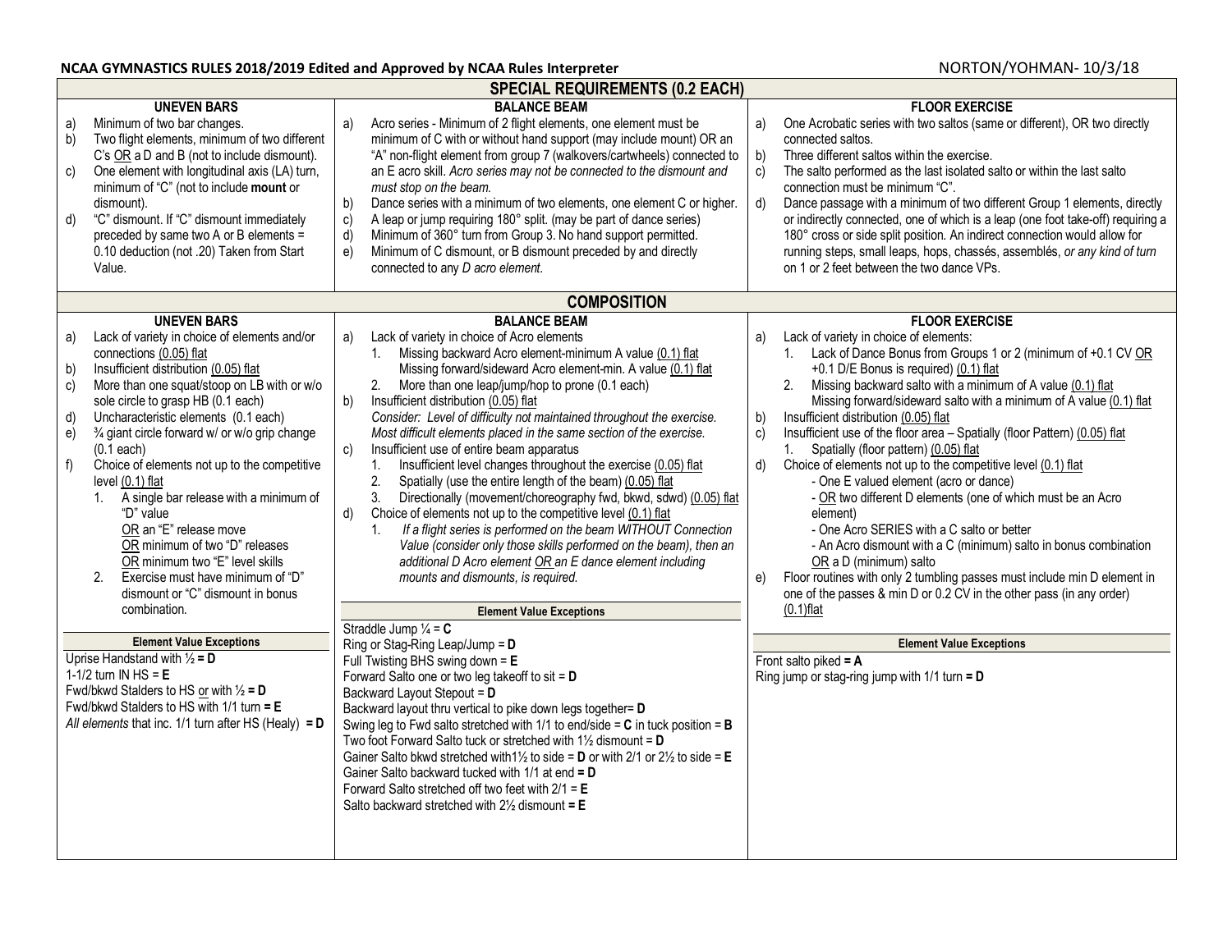**NCAA GYMNASTICS RULES 2018/2019 Edited and Approved by NCAA Rules Interpreter** NORTON/YOHMAN- 10/3/18

## SPECIAL REQUIREMENTS (0.2 EACH)

### UNEVEN BARS

a) Minimum of two bar changes.
b) Two flight elements, minimum of two different C's OR a D and B (not to include dismount).
c) One element with longitudinal axis (LA) turn, minimum of "C" (not to include **mount** or dismount).
d) "C" dismount. If "C" dismount immediately preceded by same two A or B elements = 0.10 deduction (not .20) Taken from Start Value.

### BALANCE BEAM

a) Acro series - Minimum of 2 flight elements, one element must be minimum of C with or without hand support (may include mount) OR an "A" non-flight element from group 7 (walkovers/cartwheels) connected to an E acro skill. *Acro series may not be connected to the dismount and must stop on the beam.*
b) Dance series with a minimum of two elements, one element C or higher.
c) A leap or jump requiring 180° split. (may be part of dance series)
d) Minimum of 360° turn from Group 3. No hand support permitted.
e) Minimum of C dismount, or B dismount preceded by and directly connected to any *D acro element.*

### FLOOR EXERCISE

a) One Acrobatic series with two saltos (same or different), OR two directly connected saltos.
b) Three different saltos within the exercise.
c) The salto performed as the last isolated salto or within the last salto connection must be minimum "C".
d) Dance passage with a minimum of two different Group 1 elements, directly or indirectly connected, one of which is a leap (one foot take-off) requiring a 180° cross or side split position. An indirect connection would allow for running steps, small leaps, hops, chassés, assemblés, *or any kind of turn* on 1 or 2 feet between the two dance VPs.

## COMPOSITION

### UNEVEN BARS

a) Lack of variety in choice of elements and/or connections (0.05) flat
b) Insufficient distribution (0.05) flat
c) More than one squat/stoop on LB with or w/o sole circle to grasp HB (0.1 each)
d) Uncharacteristic elements (0.1 each)
e) ¾ giant circle forward w/ or w/o grip change (0.1 each)
f) Choice of elements not up to the competitive level (0.1) flat
   1. A single bar release with a minimum of "D" value
      OR an "E" release move
      OR minimum of two "D" releases
      OR minimum two "E" level skills
   2. Exercise must have minimum of "D" dismount or "C" dismount in bonus combination.

**Element Value Exceptions**

Uprise Handstand with ½ **= D**
1-1/2 turn IN HS = **E**
Fwd/bkwd Stalders to HS or with ½ **= D**
Fwd/bkwd Stalders to HS with 1/1 turn **= E**
*All elements* that inc. 1/1 turn after HS (Healy) **= D**

### BALANCE BEAM

a) Lack of variety in choice of Acro elements
   1. Missing backward Acro element-minimum A value (0.1) flat
      Missing forward/sideward Acro element-min. A value (0.1) flat
   2. More than one leap/jump/hop to prone (0.1 each)
b) Insufficient distribution (0.05) flat
   *Consider: Level of difficulty not maintained throughout the exercise. Most difficult elements placed in the same section of the exercise.*
c) Insufficient use of entire beam apparatus
   1. Insufficient level changes throughout the exercise (0.05) flat
   2. Spatially (use the entire length of the beam) (0.05) flat
   3. Directionally (movement/choreography fwd, bkwd, sdwd) (0.05) flat
d) Choice of elements not up to the competitive level (0.1) flat
   1. *If a flight series is performed on the beam WITHOUT Connection Value (consider only those skills performed on the beam), then an additional D Acro element OR an E dance element including mounts and dismounts, is required.*

**Element Value Exceptions**

Straddle Jump ¼ = **C**
Ring or Stag-Ring Leap/Jump = **D**
Full Twisting BHS swing down = **E**
Forward Salto one or two leg takeoff to sit = **D**
Backward Layout Stepout = **D**
Backward layout thru vertical to pike down legs together= **D**
Swing leg to Fwd salto stretched with 1/1 to end/side = **C** in tuck position = **B**
Two foot Forward Salto tuck or stretched with 1½ dismount = **D**
Gainer Salto bkwd stretched with1½ to side = **D** or with 2/1 or 2½ to side = **E**
Gainer Salto backward tucked with 1/1 at end **= D**
Forward Salto stretched off two feet with 2/1 = **E**
Salto backward stretched with 2½ dismount **= E**

### FLOOR EXERCISE

a) Lack of variety in choice of elements:
   1. Lack of Dance Bonus from Groups 1 or 2 (minimum of +0.1 CV OR +0.1 D/E Bonus is required) (0.1) flat
   2. Missing backward salto with a minimum of A value (0.1) flat
      Missing forward/sideward salto with a minimum of A value (0.1) flat
b) Insufficient distribution (0.05) flat
c) Insufficient use of the floor area – Spatially (floor Pattern) (0.05) flat
   1. Spatially (floor pattern) (0.05) flat
d) Choice of elements not up to the competitive level (0.1) flat
   - One E valued element (acro or dance)
   - OR two different D elements (one of which must be an Acro element)
   - One Acro SERIES with a C salto or better
   - An Acro dismount with a C (minimum) salto in bonus combination OR a D (minimum) salto
e) Floor routines with only 2 tumbling passes must include min D element in one of the passes & min D or 0.2 CV in the other pass (in any order) (0.1)flat

**Element Value Exceptions**

Front salto piked **= A**
Ring jump or stag-ring jump with 1/1 turn **= D**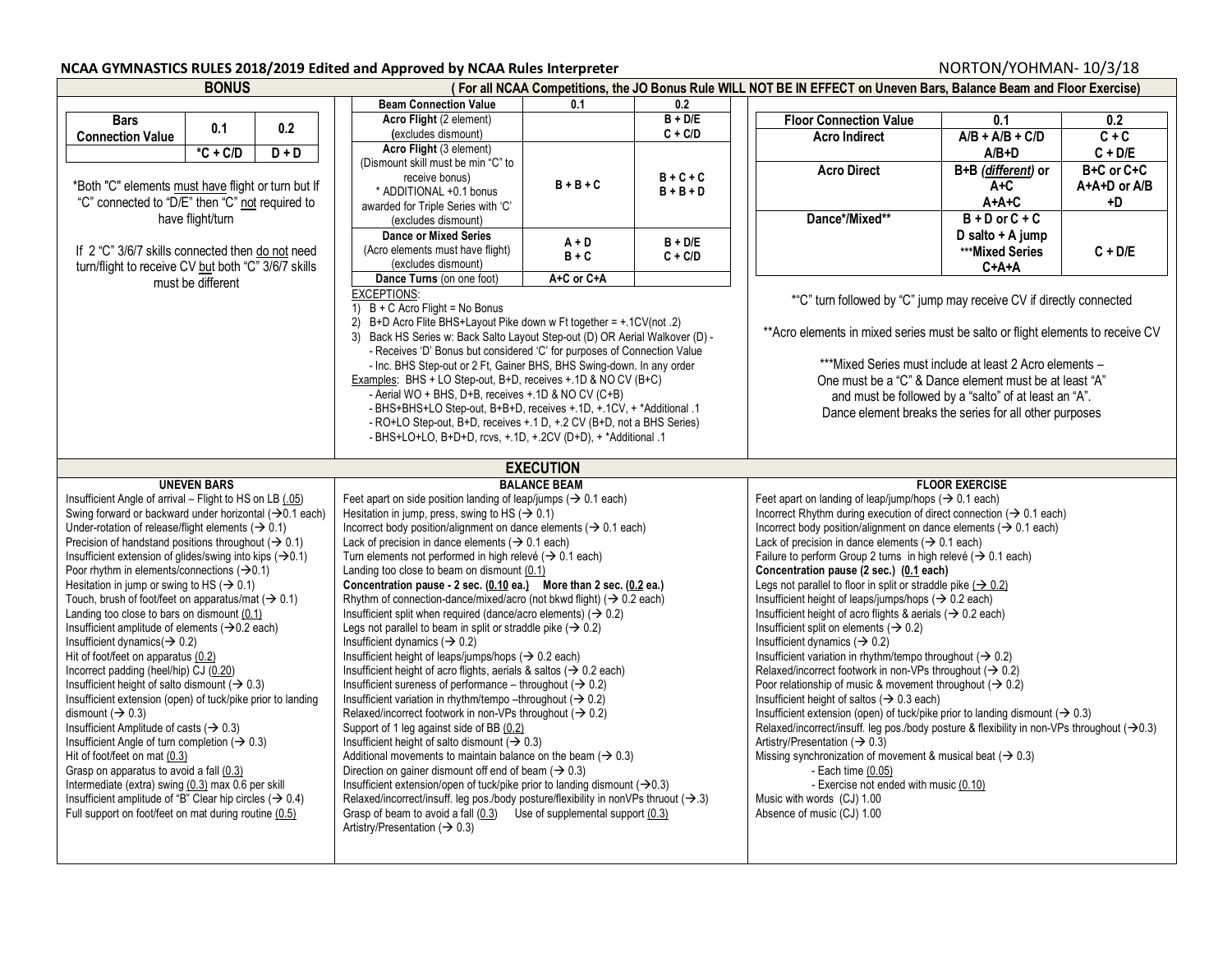# NCAA GYMNASTICS RULES 2018/2019 Edited and Approved by NCAA Rules Interpreter

NORTON/YOHMAN- 10/3/18

## BONUS

**( For all NCAA Competitions, the JO Bonus Rule WILL NOT BE IN EFFECT on Uneven Bars, Balance Beam and Floor Exercise)**

### Bars

| Bars Connection Value | 0.1 | 0.2 |
|---|---|---|
| | *C + C/D | D + D |

*Both "C" elements must have flight or turn but If "C" connected to "D/E" then "C" not required to have flight/turn

If 2 "C" 3/6/7 skills connected then do not need turn/flight to receive CV but both "C" 3/6/7 skills must be different

### Beam

| Beam Connection Value | 0.1 | 0.2 |
|---|---|---|
| Acro Flight (2 element) (excludes dismount) | | B + D/E<br>C + C/D |
| Acro Flight (3 element) (Dismount skill must be min "C" to receive bonus) * ADDITIONAL +0.1 bonus awarded for Triple Series with 'C' (excludes dismount) | B + B + C | B + C + C<br>B + B + D |
| Dance or Mixed Series (Acro elements must have flight) (excludes dismount) | A + D<br>B + C | B + D/E<br>C + C/D |
| Dance Turns (on one foot) | A+C or C+A | |

EXCEPTIONS:

1) B + C Acro Flight = No Bonus
2) B+D Acro Flite BHS+Layout Pike down w Ft together = +.1CV(not .2)
3) Back HS Series w: Back Salto Layout Step-out (D) OR Aerial Walkover (D) -
   - Receives 'D' Bonus but considered 'C' for purposes of Connection Value
   - Inc. BHS Step-out or 2 Ft, Gainer BHS, BHS Swing-down. In any order

Examples: BHS + LO Step-out, B+D, receives +.1D & NO CV (B+C)

- Aerial WO + BHS, D+B, receives +.1D & NO CV (C+B)
- BHS+BHS+LO Step-out, B+B+D, receives +.1D, +.1CV, + *Additional .1
- RO+LO Step-out, B+D, receives +.1 D, +.2 CV (B+D, not a BHS Series)
- BHS+LO+LO, B+D+D, rcvs, +.1D, +.2CV (D+D), + *Additional .1

### Floor

| Floor Connection Value | 0.1 | 0.2 |
|---|---|---|
| Acro Indirect | A/B + A/B + C/D<br>A/B+D | C + C<br>C + D/E |
| Acro Direct | B+B (*different*) or A+C<br>A+A+C | B+C or C+C<br>A+A+D or A/B +D |
| Dance*/Mixed** | B + D or C + C<br>D salto + A jump<br>***Mixed Series C+A+A | C + D/E |

*"C" turn followed by "C" jump may receive CV if directly connected

**Acro elements in mixed series must be salto or flight elements to receive CV

***Mixed Series must include at least 2 Acro elements – One must be a "C" & Dance element must be at least "A" and must be followed by a "salto" of at least an "A". Dance element breaks the series for all other purposes

## EXECUTION

### UNEVEN BARS

- Insufficient Angle of arrival – Flight to HS on LB (.05)
- Swing forward or backward under horizontal (→0.1 each)
- Under-rotation of release/flight elements (→ 0.1)
- Precision of handstand positions throughout (→ 0.1)
- Insufficient extension of glides/swing into kips (→0.1)
- Poor rhythm in elements/connections (→0.1)
- Hesitation in jump or swing to HS (→ 0.1)
- Touch, brush of foot/feet on apparatus/mat (→ 0.1)
- Landing too close to bars on dismount (0.1)
- Insufficient amplitude of elements (→0.2 each)
- Insufficient dynamics(→ 0.2)
- Hit of foot/feet on apparatus (0.2)
- Incorrect padding (heel/hip) CJ (0.20)
- Insufficient height of salto dismount (→ 0.3)
- Insufficient extension (open) of tuck/pike prior to landing dismount (→ 0.3)
- Insufficient Amplitude of casts (→ 0.3)
- Insufficient Angle of turn completion (→ 0.3)
- Hit of foot/feet on mat (0.3)
- Grasp on apparatus to avoid a fall (0.3)
- Intermediate (extra) swing (0.3) max 0.6 per skill
- Insufficient amplitude of "B" Clear hip circles (→ 0.4)
- Full support on foot/feet on mat during routine (0.5)

### BALANCE BEAM

- Feet apart on side position landing of leap/jumps (→ 0.1 each)
- Hesitation in jump, press, swing to HS (→ 0.1)
- Incorrect body position/alignment on dance elements (→ 0.1 each)
- Lack of precision in dance elements (→ 0.1 each)
- Turn elements not performed in high relevé (→ 0.1 each)
- Landing too close to beam on dismount (0.1)
- **Concentration pause - 2 sec. (0.10 ea.) More than 2 sec. (0.2 ea.)**
- Rhythm of connection-dance/mixed/acro (not bkwd flight) (→ 0.2 each)
- Insufficient split when required (dance/acro elements) (→ 0.2)
- Legs not parallel to beam in split or straddle pike (→ 0.2)
- Insufficient dynamics (→ 0.2)
- Insufficient height of leaps/jumps/hops (→ 0.2 each)
- Insufficient height of acro flights, aerials & saltos (→ 0.2 each)
- Insufficient sureness of performance – throughout (→ 0.2)
- Insufficient variation in rhythm/tempo –throughout (→ 0.2)
- Relaxed/incorrect footwork in non-VPs throughout (→ 0.2)
- Support of 1 leg against side of BB (0.2)
- Insufficient height of salto dismount (→ 0.3)
- Additional movements to maintain balance on the beam (→ 0.3)
- Direction on gainer dismount off end of beam (→ 0.3)
- Insufficient extension/open of tuck/pike prior to landing dismount (→0.3)
- Relaxed/incorrect/insuff. leg pos./body posture/flexibility in nonVPs thruout (→.3)
- Grasp of beam to avoid a fall (0.3) Use of supplemental support (0.3)
- Artistry/Presentation (→ 0.3)

### FLOOR EXERCISE

- Feet apart on landing of leap/jump/hops (→ 0.1 each)
- Incorrect Rhythm during execution of direct connection (→ 0.1 each)
- Incorrect body position/alignment on dance elements (→ 0.1 each)
- Lack of precision in dance elements (→ 0.1 each)
- Failure to perform Group 2 turns in high relevé (→ 0.1 each)
- **Concentration pause (2 sec.) (0.1 each)**
- Legs not parallel to floor in split or straddle pike (→ 0.2)
- Insufficient height of leaps/jumps/hops (→ 0.2 each)
- Insufficient height of acro flights & aerials (→ 0.2 each)
- Insufficient split on elements (→ 0.2)
- Insufficient dynamics (→ 0.2)
- Insufficient variation in rhythm/tempo throughout (→ 0.2)
- Relaxed/incorrect footwork in non-VPs throughout (→ 0.2)
- Poor relationship of music & movement throughout (→ 0.2)
- Insufficient height of saltos (→ 0.3 each)
- Insufficient extension (open) of tuck/pike prior to landing dismount (→ 0.3)
- Relaxed/incorrect/insuff. leg pos./body posture & flexibility in non-VPs throughout (→0.3)
- Artistry/Presentation (→ 0.3)
- Missing synchronization of movement & musical beat (→ 0.3)
  - Each time (0.05)
  - Exercise not ended with music (0.10)
- Music with words (CJ) 1.00
- Absence of music (CJ) 1.00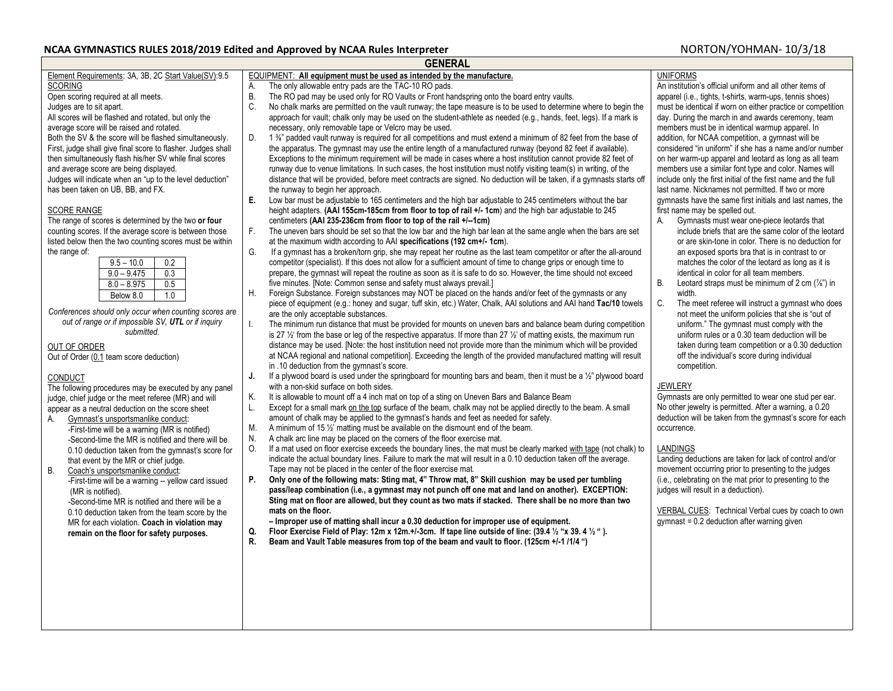# NCAA GYMNASTICS RULES 2018/2019 Edited and Approved by NCAA Rules Interpreter

NORTON/YOHMAN- 10/3/18

## GENERAL

Element Requirements: 3A, 3B, 2C Start Value(SV):9.5

### SCORING

Open scoring required at all meets.

Judges are to sit apart.

All scores will be flashed and rotated, but only the average score will be raised and rotated.

Both the SV & the score will be flashed simultaneously. First, judge shall give final score to flasher. Judges shall then simultaneously flash his/her SV while final scores and average score are being displayed.

Judges will indicate when an "up to the level deduction" has been taken on UB, BB, and FX.

### SCORE RANGE

The range of scores is determined by the two **or four** counting scores. If the average score is between those listed below then the two counting scores must be within the range of:

| | |
|---|---|
| 9.5 – 10.0 | 0.2 |
| 9.0 – 9.475 | 0.3 |
| 8.0 – 8.975 | 0.5 |
| Below 8.0 | 1.0 |

*Conferences should only occur when counting scores are out of range or if impossible SV, **UTL** or if inquiry submitted.*

### OUT OF ORDER

Out of Order (0.1 team score deduction)

### CONDUCT

The following procedures may be executed by any panel judge, chief judge or the meet referee (MR) and will appear as a neutral deduction on the score sheet

A. Gymnast's unsportsmanlike conduct:
   - First-time will be a warning (MR is notified)
   - Second-time the MR is notified and there will be 0.10 deduction taken from the gymnast's score for that event by the MR or chief judge.

B. Coach's unsportsmanlike conduct:
   - First-time will be a warning -- yellow card issued (MR is notified).
   - Second-time MR is notified and there will be a 0.10 deduction taken from the team score by the MR for each violation. **Coach in violation may remain on the floor for safety purposes.**

### EQUIPMENT: **All equipment must be used as intended by the manufacture.**

A. The only allowable entry pads are the TAC-10 RO pads.

B. The RO pad may be used only for RO Vaults or Front handspring onto the board entry vaults.

C. No chalk marks are permitted on the vault runway; the tape measure is to be used to determine where to begin the approach for vault; chalk only may be used on the student-athlete as needed (e.g., hands, feet, legs). If a mark is necessary, only removable tape or Velcro may be used.

D. 1 ⅜" padded vault runway is required for all competitions and must extend a minimum of 82 feet from the base of the apparatus. The gymnast may use the entire length of a manufactured runway (beyond 82 feet if available). Exceptions to the minimum requirement will be made in cases where a host institution cannot provide 82 feet of runway due to venue limitations. In such cases, the host institution must notify visiting team(s) in writing, of the distance that will be provided, before meet contracts are signed. No deduction will be taken, if a gymnasts starts off the runway to begin her approach.

**E.** Low bar must be adjustable to 165 centimeters and the high bar adjustable to 245 centimeters without the bar height adapters. **(AAI 155cm-185cm from floor to top of rail +/- 1cm**) and the high bar adjustable to 245 centimeters **(AAI 235-236cm from floor to top of the rail +/--1cm)**

F. The uneven bars should be set so that the low bar and the high bar lean at the same angle when the bars are set at the maximum width according to AAI **specifications (192 cm+/- 1cm**).

G. If a gymnast has a broken/torn grip, she may repeat her routine as the last team competitor or after the all-around competitor (specialist). If this does not allow for a sufficient amount of time to change grips or enough time to prepare, the gymnast will repeat the routine as soon as it is safe to do so. However, the time should not exceed five minutes. [Note: Common sense and safety must always prevail.]

H. Foreign Substance. Foreign substances may NOT be placed on the hands and/or feet of the gymnasts or any piece of equipment (e.g.: honey and sugar, tuff skin, etc.) Water, Chalk, AAI solutions and AAI hand **Tac/10** towels are the only acceptable substances.

I. The minimum run distance that must be provided for mounts on uneven bars and balance beam during competition is 27 ½' from the base or leg of the respective apparatus. If more than 27 ½' of matting exists, the maximum run distance may be used. [Note: the host institution need not provide more than the minimum which will be provided at NCAA regional and national competition]. Exceeding the length of the provided manufactured matting will result in .10 deduction from the gymnast's score.

**J.** If a plywood board is used under the springboard for mounting bars and beam, then it must be a ½" plywood board with a non-skid surface on both sides.

K. It is allowable to mount off a 4 inch mat on top of a sting on Uneven Bars and Balance Beam

L. Except for a small mark on the top surface of the beam, chalk may not be applied directly to the beam. A small amount of chalk may be applied to the gymnast's hands and feet as needed for safety.

M. A minimum of 15 ½' matting must be available on the dismount end of the beam.

N. A chalk arc line may be placed on the corners of the floor exercise mat.

O. If a mat used on floor exercise exceeds the boundary lines, the mat must be clearly marked with tape (not chalk) to indicate the actual boundary lines. Failure to mark the mat will result in a 0.10 deduction taken off the average. Tape may not be placed in the center of the floor exercise mat.

**P. Only one of the following mats: Sting mat, 4" Throw mat, 8" Skill cushion may be used per tumbling pass/leap combination (i.e., a gymnast may not punch off one mat and land on another). EXCEPTION: Sting mat on floor are allowed, but they count as two mats if stacked. There shall be no more than two mats on the floor.**

**– Improper use of matting shall incur a 0.30 deduction for improper use of equipment.**

**Q. Floor Exercise Field of Play: 12m x 12m.+/-3cm. If tape line outside of line: (39.4 ½ "x 39. 4 ½ " ).**

**R. Beam and Vault Table measures from top of the beam and vault to floor. (125cm +/-1 /1/4 ")**

### UNIFORMS

An institution's official uniform and all other items of apparel (i.e., tights, t-shirts, warm-ups, tennis shoes) must be identical if worn on either practice or competition day. During the march in and awards ceremony, team members must be in identical warmup apparel. In addition, for NCAA competition, a gymnast will be considered "in uniform" if she has a name and/or number on her warm-up apparel and leotard as long as all team members use a similar font type and color. Names will include only the first initial of the first name and the full last name. Nicknames not permitted. If two or more gymnasts have the same first initials and last names, the first name may be spelled out.

A. Gymnasts must wear one-piece leotards that include briefs that are the same color of the leotard or are skin-tone in color. There is no deduction for an exposed sports bra that is in contrast to or matches the color of the leotard as long as it is identical in color for all team members.

B. Leotard straps must be minimum of 2 cm (⅞") in width.

C. The meet referee will instruct a gymnast who does not meet the uniform policies that she is "out of uniform." The gymnast must comply with the uniform rules or a 0.30 team deduction will be taken during team competition or a 0.30 deduction off the individual's score during individual competition.

### JEWLERY

Gymnasts are only permitted to wear one stud per ear. No other jewelry is permitted. After a warning, a 0.20 deduction will be taken from the gymnast's score for each occurrence.

### LANDINGS

Landing deductions are taken for lack of control and/or movement occurring prior to presenting to the judges (i.e., celebrating on the mat prior to presenting to the judges will result in a deduction).

VERBAL CUES: Technical Verbal cues by coach to own gymnast = 0.2 deduction after warning given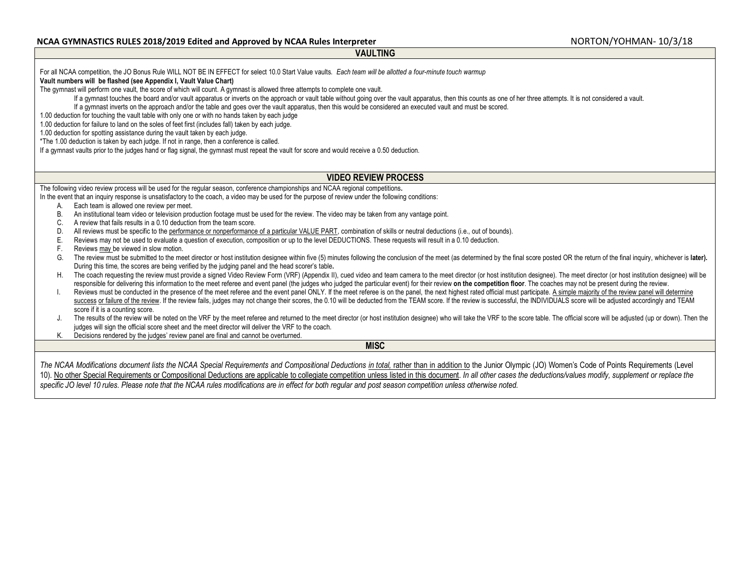## VAULTING

For all NCAA competition, the JO Bonus Rule WILL NOT BE IN EFFECT for select 10.0 Start Value vaults. *Each team will be allotted a four-minute touch warmup*

**Vault numbers will be flashed (see Appendix I, Vault Value Chart)**

The gymnast will perform one vault, the score of which will count. A gymnast is allowed three attempts to complete one vault.

If a gymnast touches the board and/or vault apparatus or inverts on the approach or vault table without going over the vault apparatus, then this counts as one of her three attempts. It is not considered a vault.

If a gymnast inverts on the approach and/or the table and goes over the vault apparatus, then this would be considered an executed vault and must be scored.

1.00 deduction for touching the vault table with only one or with no hands taken by each judge

1.00 deduction for failure to land on the soles of feet first (includes fall) taken by each judge.

1.00 deduction for spotting assistance during the vault taken by each judge.

*The 1.00 deduction is taken by each judge. If not in range, then a conference is called.

If a gymnast vaults prior to the judges hand or flag signal, the gymnast must repeat the vault for score and would receive a 0.50 deduction.

## VIDEO REVIEW PROCESS

The following video review process will be used for the regular season, conference championships and NCAA regional competitions**.**

In the event that an inquiry response is unsatisfactory to the coach, a video may be used for the purpose of review under the following conditions:

A. Each team is allowed one review per meet.
B. An institutional team video or television production footage must be used for the review. The video may be taken from any vantage point.
C. A review that fails results in a 0.10 deduction from the team score.
D. All reviews must be specific to the <u>performance or nonperformance of a particular VALUE PART</u>, combination of skills or neutral deductions (i.e., out of bounds).
E. Reviews may not be used to evaluate a question of execution, composition or up to the level DEDUCTIONS. These requests will result in a 0.10 deduction.
F. Reviews <u>may</u> be viewed in slow motion.
G. The review must be submitted to the meet director or host institution designee within five (5) minutes following the conclusion of the meet (as determined by the final score posted OR the return of the final inquiry, whichever is **later).** During this time, the scores are being verified by the judging panel and the head scorer's table**.**
H. The coach requesting the review must provide a signed Video Review Form (VRF) (Appendix II), cued video and team camera to the meet director (or host institution designee). The meet director (or host institution designee) will be responsible for delivering this information to the meet referee and event panel (the judges who judged the particular event) for their review **on the competition floor**. The coaches may not be present during the review.
I. Reviews must be conducted in the presence of the meet referee and the event panel ONLY. If the meet referee is on the panel, the next highest rated official must participate. <u>A simple majority of the review panel will determine success</u> <u>or failure of the review</u>. If the review fails, judges may not change their scores, the 0.10 will be deducted from the TEAM score. If the review is successful, the INDIVIDUALS score will be adjusted accordingly and TEAM score if it is a counting score.
J. The results of the review will be noted on the VRF by the meet referee and returned to the meet director (or host institution designee) who will take the VRF to the score table. The official score will be adjusted (up or down). Then the judges will sign the official score sheet and the meet director will deliver the VRF to the coach.
K. Decisions rendered by the judges' review panel are final and cannot be overturned.

## MISC

*The NCAA Modifications document lists the NCAA Special Requirements and Compositional Deductions <u>in total,</u>* <u>rather than in addition to</u> the Junior Olympic (JO) Women's Code of Points Requirements (Level 10). <u>No other Special Requirements or Compositional Deductions are applicable to collegiate competition unless listed in this document</u>. *In all other cases the deductions/values modify, supplement or replace the specific JO level 10 rules. Please note that the NCAA rules modifications are in effect for both regular and post season competition unless otherwise noted.*